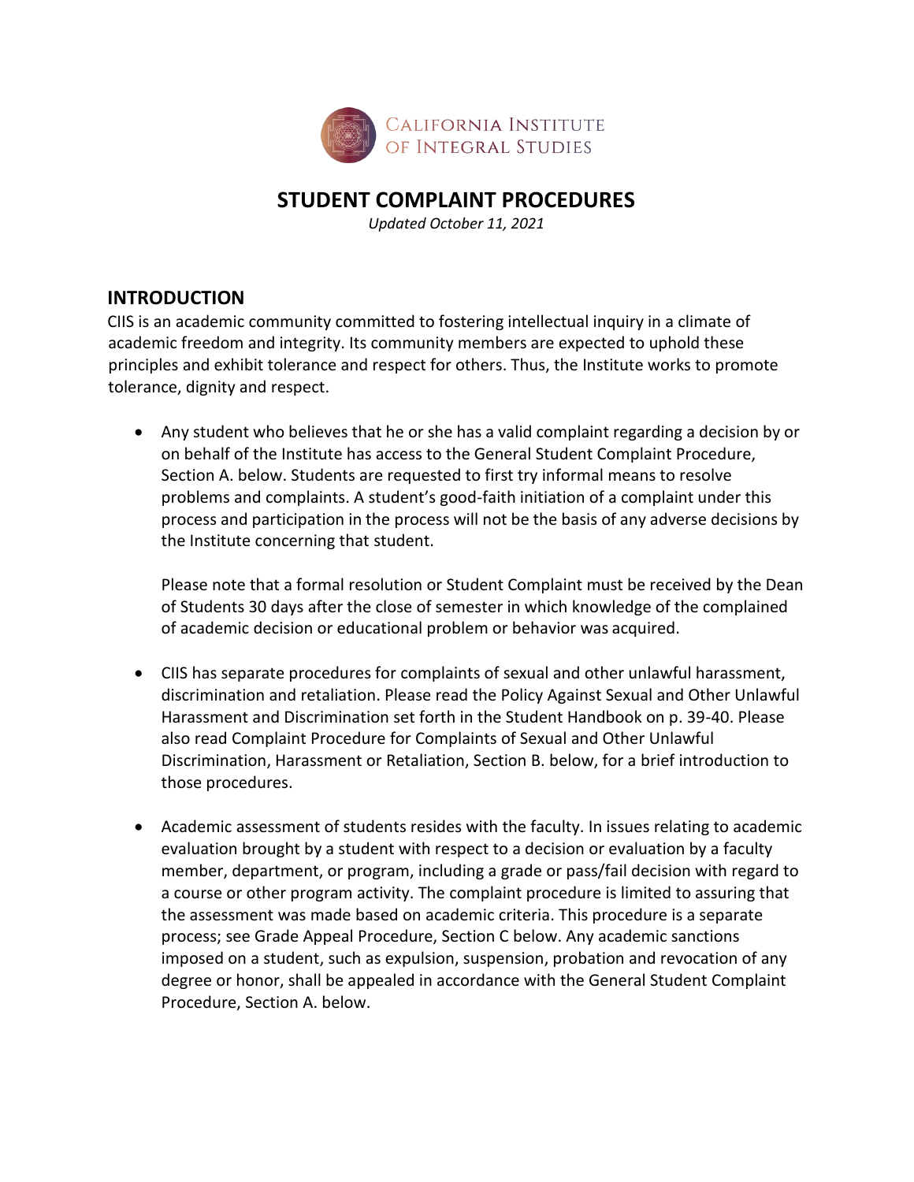CALIFORNIA INSTITUTE OF INTEGRAL STUDIES

# STUDENT COMPLAINT PROCEDURES

*Updated October 11, 2021*

## INTRODUCTION

CIIS is an academic community committed to fostering intellectual inquiry in a climate of academic freedom and integrity. Its community members are expected to uphold these principles and exhibit tolerance and respect for others. Thus, the Institute works to promote tolerance, dignity and respect.

- Any student who believes that he or she has a valid complaint regarding a decision by or on behalf of the Institute has access to the General Student Complaint Procedure, Section A. below. Students are requested to first try informal means to resolve problems and complaints. A student's good-faith initiation of a complaint under this process and participation in the process will not be the basis of any adverse decisions by the Institute concerning that student.

  Please note that a formal resolution or Student Complaint must be received by the Dean of Students 30 days after the close of semester in which knowledge of the complained of academic decision or educational problem or behavior was acquired.

- CIIS has separate procedures for complaints of sexual and other unlawful harassment, discrimination and retaliation. Please read the Policy Against Sexual and Other Unlawful Harassment and Discrimination set forth in the Student Handbook on p. 39-40. Please also read Complaint Procedure for Complaints of Sexual and Other Unlawful Discrimination, Harassment or Retaliation, Section B. below, for a brief introduction to those procedures.

- Academic assessment of students resides with the faculty. In issues relating to academic evaluation brought by a student with respect to a decision or evaluation by a faculty member, department, or program, including a grade or pass/fail decision with regard to a course or other program activity. The complaint procedure is limited to assuring that the assessment was made based on academic criteria. This procedure is a separate process; see Grade Appeal Procedure, Section C below. Any academic sanctions imposed on a student, such as expulsion, suspension, probation and revocation of any degree or honor, shall be appealed in accordance with the General Student Complaint Procedure, Section A. below.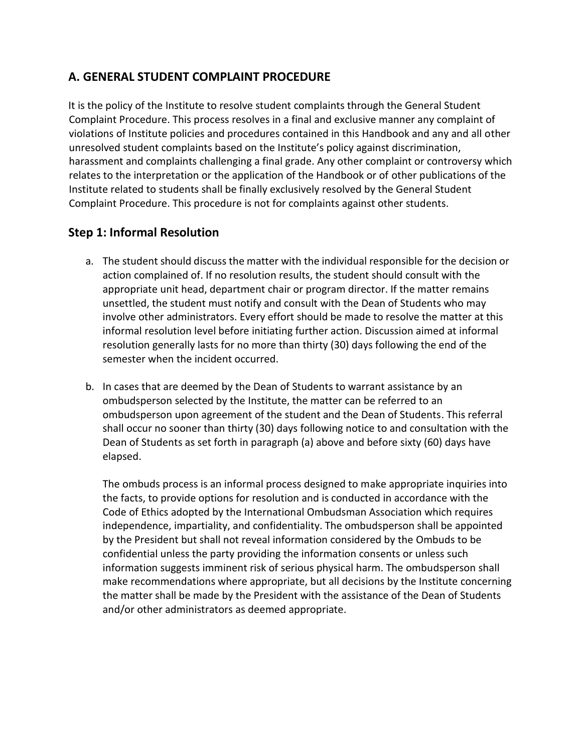## A. GENERAL STUDENT COMPLAINT PROCEDURE

It is the policy of the Institute to resolve student complaints through the General Student Complaint Procedure. This process resolves in a final and exclusive manner any complaint of violations of Institute policies and procedures contained in this Handbook and any and all other unresolved student complaints based on the Institute's policy against discrimination, harassment and complaints challenging a final grade. Any other complaint or controversy which relates to the interpretation or the application of the Handbook or of other publications of the Institute related to students shall be finally exclusively resolved by the General Student Complaint Procedure. This procedure is not for complaints against other students.

### Step 1: Informal Resolution

a. The student should discuss the matter with the individual responsible for the decision or action complained of. If no resolution results, the student should consult with the appropriate unit head, department chair or program director. If the matter remains unsettled, the student must notify and consult with the Dean of Students who may involve other administrators. Every effort should be made to resolve the matter at this informal resolution level before initiating further action. Discussion aimed at informal resolution generally lasts for no more than thirty (30) days following the end of the semester when the incident occurred.

b. In cases that are deemed by the Dean of Students to warrant assistance by an ombudsperson selected by the Institute, the matter can be referred to an ombudsperson upon agreement of the student and the Dean of Students. This referral shall occur no sooner than thirty (30) days following notice to and consultation with the Dean of Students as set forth in paragraph (a) above and before sixty (60) days have elapsed.

   The ombuds process is an informal process designed to make appropriate inquiries into the facts, to provide options for resolution and is conducted in accordance with the Code of Ethics adopted by the International Ombudsman Association which requires independence, impartiality, and confidentiality. The ombudsperson shall be appointed by the President but shall not reveal information considered by the Ombuds to be confidential unless the party providing the information consents or unless such information suggests imminent risk of serious physical harm. The ombudsperson shall make recommendations where appropriate, but all decisions by the Institute concerning the matter shall be made by the President with the assistance of the Dean of Students and/or other administrators as deemed appropriate.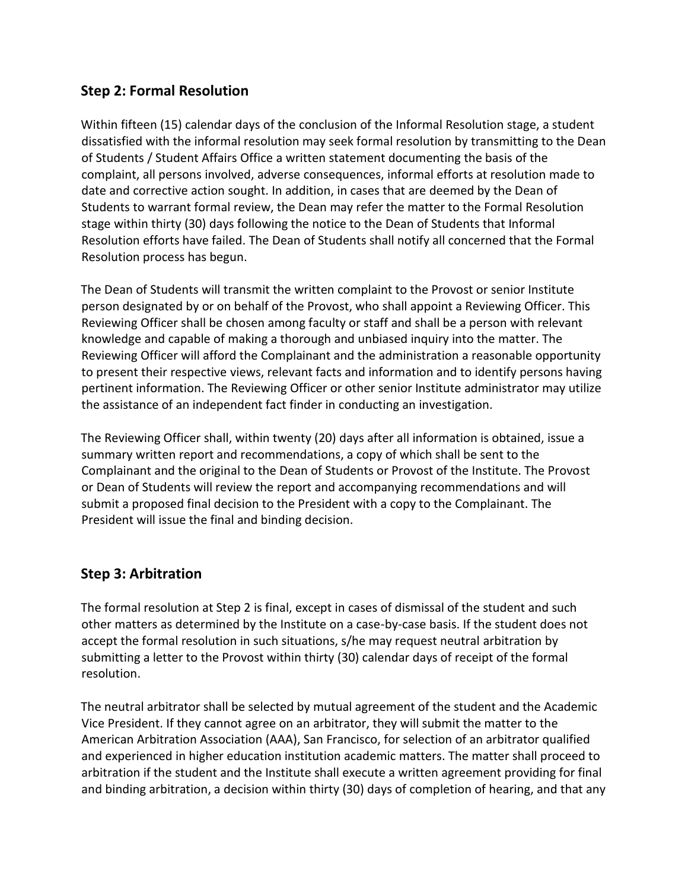### Step 2: Formal Resolution

Within fifteen (15) calendar days of the conclusion of the Informal Resolution stage, a student dissatisfied with the informal resolution may seek formal resolution by transmitting to the Dean of Students / Student Affairs Office a written statement documenting the basis of the complaint, all persons involved, adverse consequences, informal efforts at resolution made to date and corrective action sought. In addition, in cases that are deemed by the Dean of Students to warrant formal review, the Dean may refer the matter to the Formal Resolution stage within thirty (30) days following the notice to the Dean of Students that Informal Resolution efforts have failed. The Dean of Students shall notify all concerned that the Formal Resolution process has begun.

The Dean of Students will transmit the written complaint to the Provost or senior Institute person designated by or on behalf of the Provost, who shall appoint a Reviewing Officer. This Reviewing Officer shall be chosen among faculty or staff and shall be a person with relevant knowledge and capable of making a thorough and unbiased inquiry into the matter. The Reviewing Officer will afford the Complainant and the administration a reasonable opportunity to present their respective views, relevant facts and information and to identify persons having pertinent information. The Reviewing Officer or other senior Institute administrator may utilize the assistance of an independent fact finder in conducting an investigation.

The Reviewing Officer shall, within twenty (20) days after all information is obtained, issue a summary written report and recommendations, a copy of which shall be sent to the Complainant and the original to the Dean of Students or Provost of the Institute. The Provost or Dean of Students will review the report and accompanying recommendations and will submit a proposed final decision to the President with a copy to the Complainant. The President will issue the final and binding decision.

### Step 3: Arbitration

The formal resolution at Step 2 is final, except in cases of dismissal of the student and such other matters as determined by the Institute on a case-by-case basis. If the student does not accept the formal resolution in such situations, s/he may request neutral arbitration by submitting a letter to the Provost within thirty (30) calendar days of receipt of the formal resolution.

The neutral arbitrator shall be selected by mutual agreement of the student and the Academic Vice President. If they cannot agree on an arbitrator, they will submit the matter to the American Arbitration Association (AAA), San Francisco, for selection of an arbitrator qualified and experienced in higher education institution academic matters. The matter shall proceed to arbitration if the student and the Institute shall execute a written agreement providing for final and binding arbitration, a decision within thirty (30) days of completion of hearing, and that any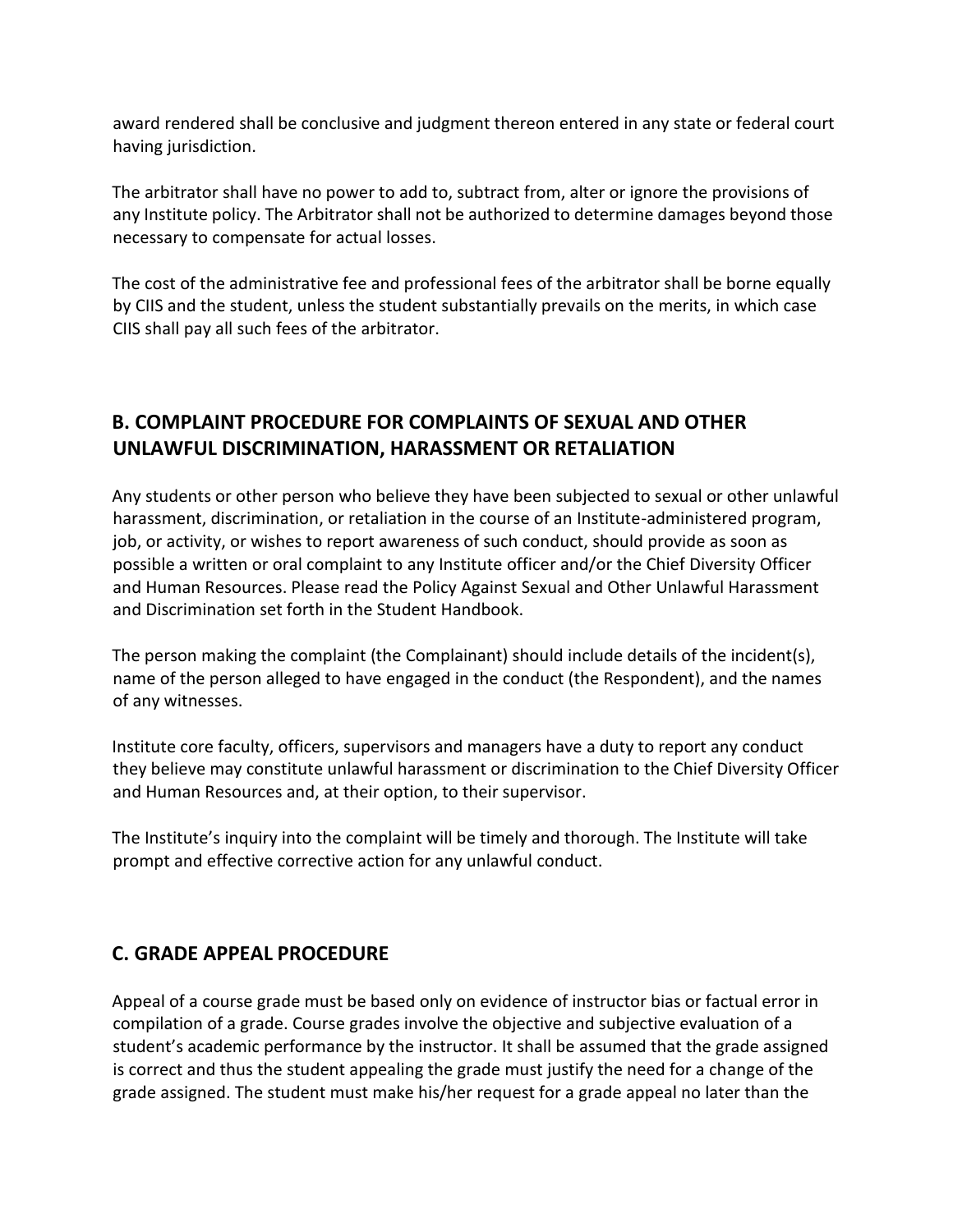award rendered shall be conclusive and judgment thereon entered in any state or federal court having jurisdiction.

The arbitrator shall have no power to add to, subtract from, alter or ignore the provisions of any Institute policy. The Arbitrator shall not be authorized to determine damages beyond those necessary to compensate for actual losses.

The cost of the administrative fee and professional fees of the arbitrator shall be borne equally by CIIS and the student, unless the student substantially prevails on the merits, in which case CIIS shall pay all such fees of the arbitrator.

## B. COMPLAINT PROCEDURE FOR COMPLAINTS OF SEXUAL AND OTHER UNLAWFUL DISCRIMINATION, HARASSMENT OR RETALIATION

Any students or other person who believe they have been subjected to sexual or other unlawful harassment, discrimination, or retaliation in the course of an Institute-administered program, job, or activity, or wishes to report awareness of such conduct, should provide as soon as possible a written or oral complaint to any Institute officer and/or the Chief Diversity Officer and Human Resources. Please read the Policy Against Sexual and Other Unlawful Harassment and Discrimination set forth in the Student Handbook.

The person making the complaint (the Complainant) should include details of the incident(s), name of the person alleged to have engaged in the conduct (the Respondent), and the names of any witnesses.

Institute core faculty, officers, supervisors and managers have a duty to report any conduct they believe may constitute unlawful harassment or discrimination to the Chief Diversity Officer and Human Resources and, at their option, to their supervisor.

The Institute's inquiry into the complaint will be timely and thorough. The Institute will take prompt and effective corrective action for any unlawful conduct.

## C. GRADE APPEAL PROCEDURE

Appeal of a course grade must be based only on evidence of instructor bias or factual error in compilation of a grade. Course grades involve the objective and subjective evaluation of a student's academic performance by the instructor. It shall be assumed that the grade assigned is correct and thus the student appealing the grade must justify the need for a change of the grade assigned. The student must make his/her request for a grade appeal no later than the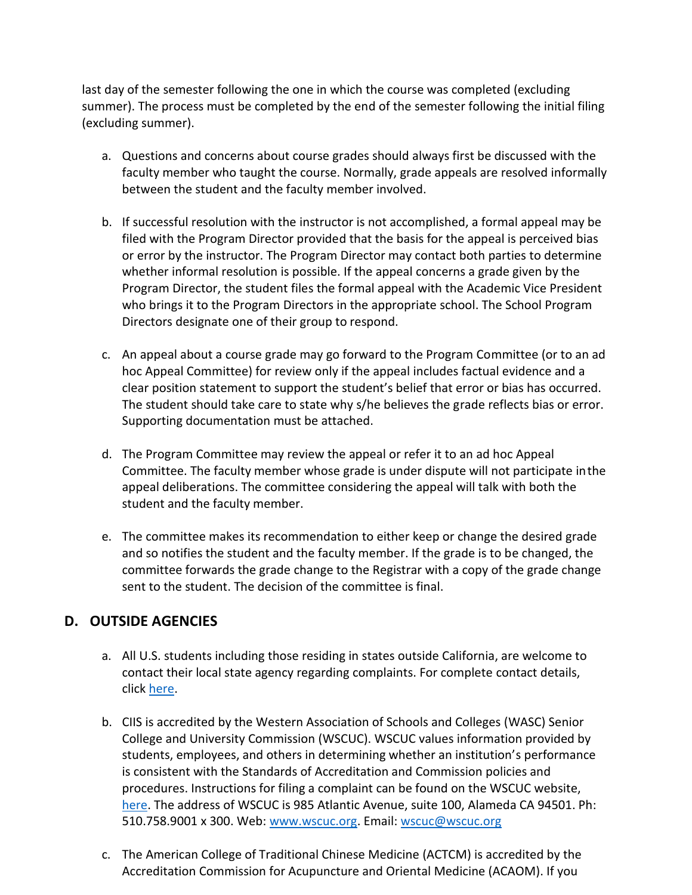last day of the semester following the one in which the course was completed (excluding summer). The process must be completed by the end of the semester following the initial filing (excluding summer).

a. Questions and concerns about course grades should always first be discussed with the faculty member who taught the course. Normally, grade appeals are resolved informally between the student and the faculty member involved.

b. If successful resolution with the instructor is not accomplished, a formal appeal may be filed with the Program Director provided that the basis for the appeal is perceived bias or error by the instructor. The Program Director may contact both parties to determine whether informal resolution is possible. If the appeal concerns a grade given by the Program Director, the student files the formal appeal with the Academic Vice President who brings it to the Program Directors in the appropriate school. The School Program Directors designate one of their group to respond.

c. An appeal about a course grade may go forward to the Program Committee (or to an ad hoc Appeal Committee) for review only if the appeal includes factual evidence and a clear position statement to support the student's belief that error or bias has occurred. The student should take care to state why s/he believes the grade reflects bias or error. Supporting documentation must be attached.

d. The Program Committee may review the appeal or refer it to an ad hoc Appeal Committee. The faculty member whose grade is under dispute will not participate in the appeal deliberations. The committee considering the appeal will talk with both the student and the faculty member.

e. The committee makes its recommendation to either keep or change the desired grade and so notifies the student and the faculty member. If the grade is to be changed, the committee forwards the grade change to the Registrar with a copy of the grade change sent to the student. The decision of the committee is final.

## D. OUTSIDE AGENCIES

a. All U.S. students including those residing in states outside California, are welcome to contact their local state agency regarding complaints. For complete contact details, click here.

b. CIIS is accredited by the Western Association of Schools and Colleges (WASC) Senior College and University Commission (WSCUC). WSCUC values information provided by students, employees, and others in determining whether an institution's performance is consistent with the Standards of Accreditation and Commission policies and procedures. Instructions for filing a complaint can be found on the WSCUC website, here. The address of WSCUC is 985 Atlantic Avenue, suite 100, Alameda CA 94501. Ph: 510.758.9001 x 300. Web: www.wscuc.org. Email: wscuc@wscuc.org

c. The American College of Traditional Chinese Medicine (ACTCM) is accredited by the Accreditation Commission for Acupuncture and Oriental Medicine (ACAOM). If you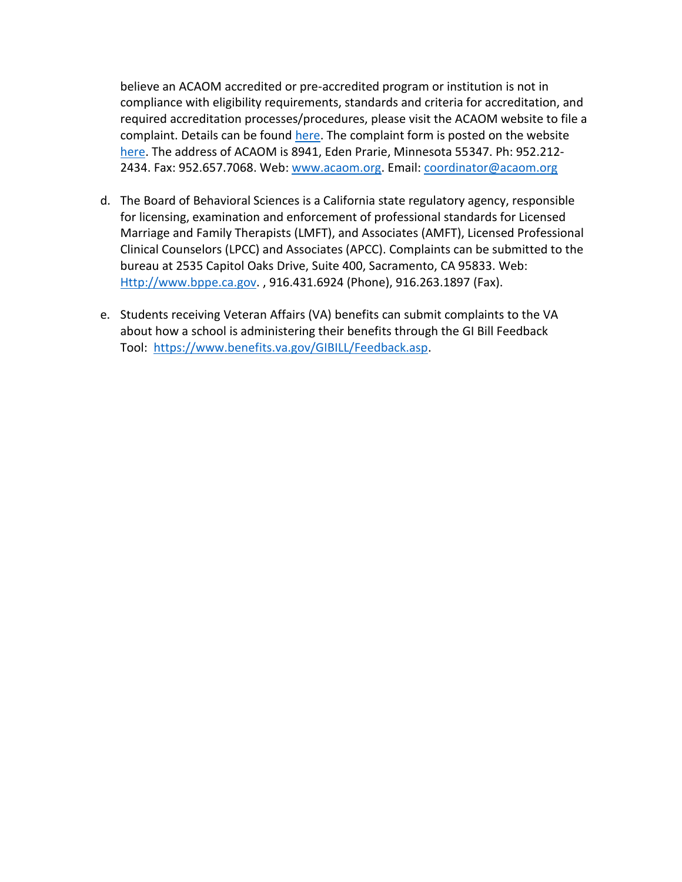believe an ACAOM accredited or pre-accredited program or institution is not in compliance with eligibility requirements, standards and criteria for accreditation, and required accreditation processes/procedures, please visit the ACAOM website to file a complaint. Details can be found here. The complaint form is posted on the website here. The address of ACAOM is 8941, Eden Prarie, Minnesota 55347. Ph: 952.212-2434. Fax: 952.657.7068. Web: www.acaom.org. Email: coordinator@acaom.org

d. The Board of Behavioral Sciences is a California state regulatory agency, responsible for licensing, examination and enforcement of professional standards for Licensed Marriage and Family Therapists (LMFT), and Associates (AMFT), Licensed Professional Clinical Counselors (LPCC) and Associates (APCC). Complaints can be submitted to the bureau at 2535 Capitol Oaks Drive, Suite 400, Sacramento, CA 95833. Web: Http://www.bppe.ca.gov. , 916.431.6924 (Phone), 916.263.1897 (Fax).

e. Students receiving Veteran Affairs (VA) benefits can submit complaints to the VA about how a school is administering their benefits through the GI Bill Feedback Tool: https://www.benefits.va.gov/GIBILL/Feedback.asp.